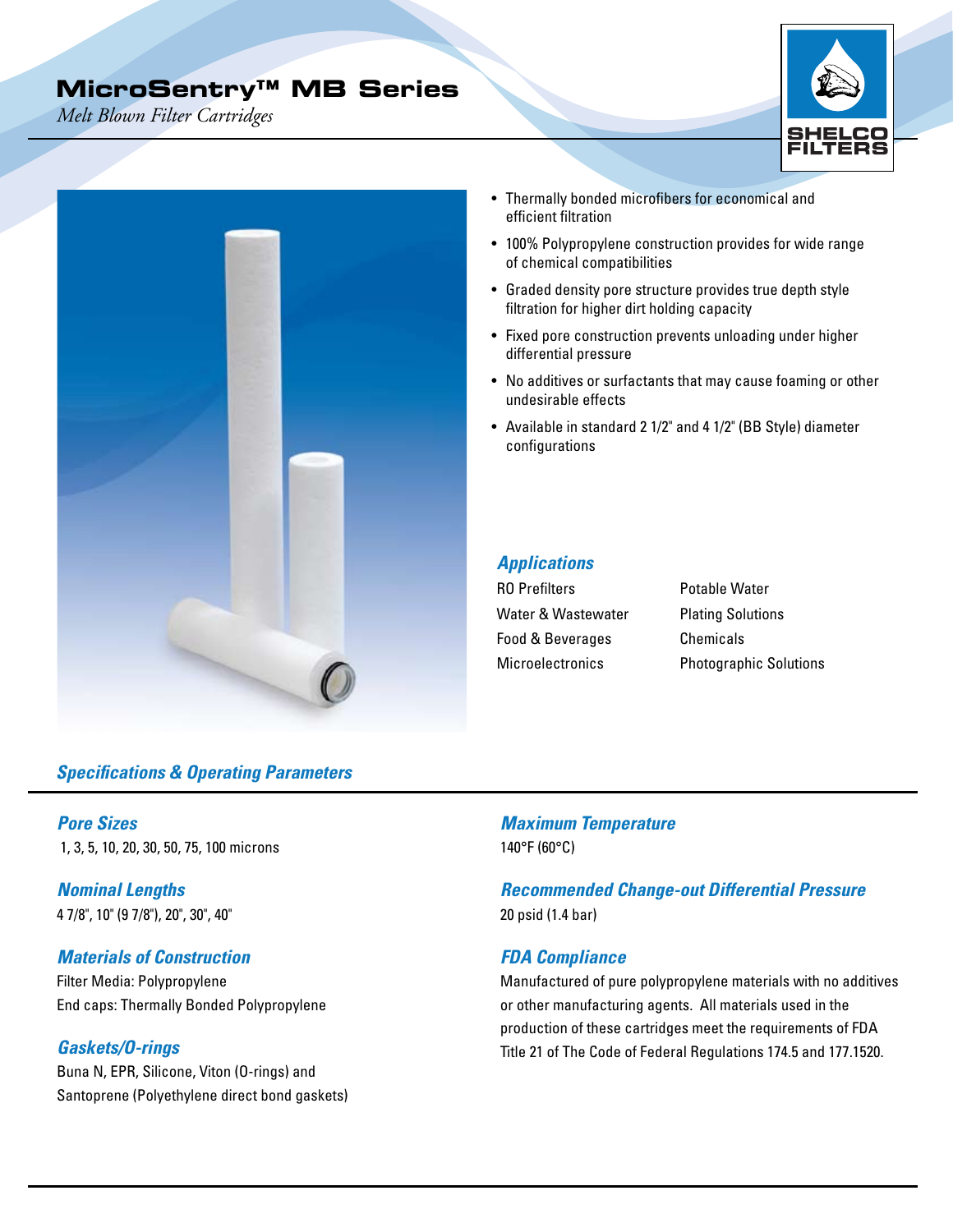# MicroSentry™ MB Series

*Melt Blown Filter Cartridges*

SHELCO FILTERS

- Thermally bonded microfibers for economical and efficient filtration
- 100% Polypropylene construction provides for wide range of chemical compatibilities
- Graded density pore structure provides true depth style filtration for higher dirt holding capacity
- Fixed pore construction prevents unloading under higher differential pressure
- No additives or surfactants that may cause foaming or other undesirable effects
- Available in standard 2 1/2" and 4 1/2" (BB Style) diameter configurations

## *Applications*

RO Prefilters
Water & Wastewater
Food & Beverages
Microelectronics
Potable Water
Plating Solutions
Chemicals
Photographic Solutions

## *Specifications & Operating Parameters*

### *Pore Sizes*

1, 3, 5, 10, 20, 30, 50, 75, 100 microns

### *Nominal Lengths*

4 7/8", 10" (9 7/8"), 20", 30", 40"

### *Materials of Construction*

Filter Media: Polypropylene
End caps: Thermally Bonded Polypropylene

### *Gaskets/O-rings*

Buna N, EPR, Silicone, Viton (O-rings) and Santoprene (Polyethylene direct bond gaskets)

### *Maximum Temperature*

140°F (60°C)

### *Recommended Change-out Differential Pressure*

20 psid (1.4 bar)

### *FDA Compliance*

Manufactured of pure polypropylene materials with no additives or other manufacturing agents. All materials used in the production of these cartridges meet the requirements of FDA Title 21 of The Code of Federal Regulations 174.5 and 177.1520.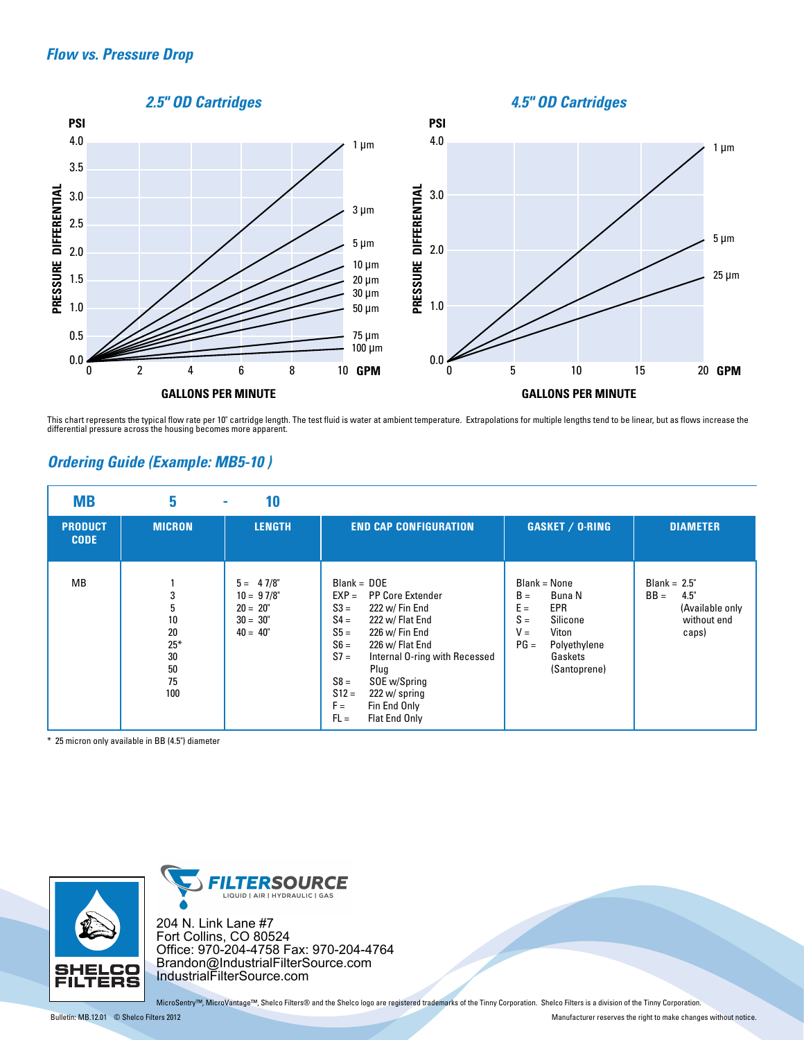## Flow vs. Pressure Drop

### 2.5" OD Cartridges

PSI

4.0
3.5
3.0
2.5
2.0
1.5
1.0
0.5
0.0

PRESSURE DIFFERENTIAL

0 2 4 6 8 10 GPM

GALLONS PER MINUTE

1 µm
3 µm
5 µm
10 µm
20 µm
30 µm
50 µm
75 µm
100 µm

### 4.5" OD Cartridges

PSI

4.0
3.0
2.0
1.0
0.0

PRESSURE DIFFERENTIAL

0 5 10 15 20 GPM

GALLONS PER MINUTE

1 µm
5 µm
25 µm

This chart represents the typical flow rate per 10" cartridge length. The test fluid is water at ambient temperature. Extrapolations for multiple lengths tend to be linear, but as flows increase the differential pressure across the housing becomes more apparent.

## Ordering Guide (Example: MB5-10 )

| MB | 5 | - 10 | | | |
|---|---|---|---|---|---|
| **PRODUCT CODE** | **MICRON** | **LENGTH** | **END CAP CONFIGURATION** | **GASKET / O-RING** | **DIAMETER** |
| MB | 1<br>3<br>5<br>10<br>20<br>25*<br>30<br>50<br>75<br>100 | 5 = 4 7/8"<br>10 = 9 7/8"<br>20 = 20"<br>30 = 30"<br>40 = 40" | Blank = DOE<br>EXP = PP Core Extender<br>S3 = 222 w/ Fin End<br>S4 = 222 w/ Flat End<br>S5 = 226 w/ Fin End<br>S6 = 226 w/ Flat End<br>S7 = Internal O-ring with Recessed Plug<br>S8 = SOE w/Spring<br>S12 = 222 w/ spring<br>F = Fin End Only<br>FL = Flat End Only | Blank = None<br>B = Buna N<br>E = EPR<br>S = Silicone<br>V = Viton<br>PG = Polyethylene Gaskets (Santoprene) | Blank = 2.5"<br>BB = 4.5" (Available only without end caps) |

* 25 micron only available in BB (4.5") diameter

FILTERSOURCE
LIQUID | AIR | HYDRAULIC | GAS

204 N. Link Lane #7
Fort Collins, CO 80524
Office: 970-204-4758 Fax: 970-204-4764
Brandon@IndustrialFilterSource.com
IndustrialFilterSource.com

SHELCO FILTERS

MicroSentry™, MicroVantage™, Shelco Filters® and the Shelco logo are registered trademarks of the Tinny Corporation. Shelco Filters is a division of the Tinny Corporation.

Bulletin: MB.12.01 © Shelco Filters 2012

Manufacturer reserves the right to make changes without notice.